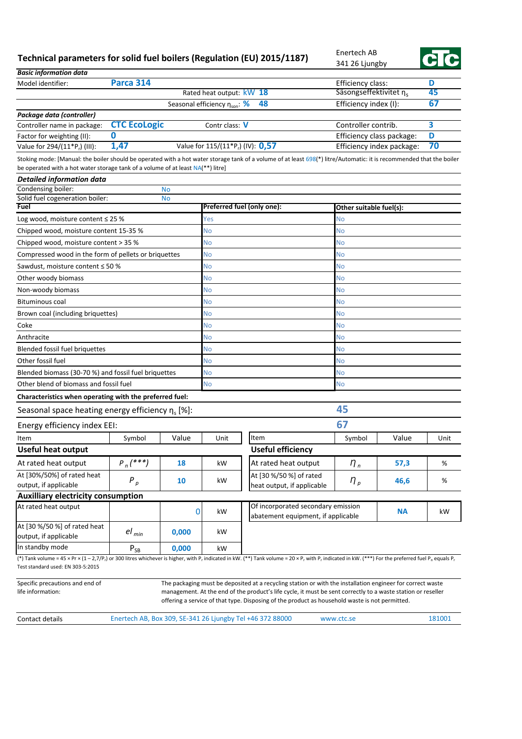## Technical parameters for solid fuel boilers (Regulation (EU) 2015/1187)

Enertech AB
341 26 Ljungby

CTC

| *Basic information data* | | | |
|---|---|---|---|
| Model identifier: | **Parca 314** | Efficiency class: | **D** |
| | Rated heat output: kW **18** | Säsongseffektivitet $\eta_s$ | **45** |
| | Seasonal efficiency $\eta_{son}$: % **48** | Efficiency index (I): | **67** |

| *Package data (controller)* | | | | |
|---|---|---|---|---|
| Controller name in package: | **CTC EcoLogic** | Contr class: **V** | Controller contrib. | **3** |
| Factor for weighting (II): | **0** | | Efficiency class package: | **D** |
| Value for 294/(11*$P_r$) (III): | **1,47** | Value for 115/(11*$P_r$) (IV): **0,57** | Efficiency index package: | **70** |

Stoking mode: [Manual: the boiler should be operated with a hot water storage tank of a volume of at least 698(*) litre/Automatic: it is recommended that the boiler be operated with a hot water storage tank of a volume of at least NA(**) litre]

### Detailed information data

| | |
|---|---|
| Condensing boiler: | No |
| Solid fuel cogeneration boiler: | No |

| Fuel | Preferred fuel (only one): | Other suitable fuel(s): |
|---|---|---|
| Log wood, moisture content ≤ 25 % | Yes | No |
| Chipped wood, moisture content 15-35 % | No | No |
| Chipped wood, moisture content > 35 % | No | No |
| Compressed wood in the form of pellets or briquettes | No | No |
| Sawdust, moisture content ≤ 50 % | No | No |
| Other woody biomass | No | No |
| Non-woody biomass | No | No |
| Bituminous coal | No | No |
| Brown coal (including briquettes) | No | No |
| Coke | No | No |
| Anthracite | No | No |
| Blended fossil fuel briquettes | No | No |
| Other fossil fuel | No | No |
| Blended biomass (30-70 %) and fossil fuel briquettes | No | No |
| Other blend of biomass and fossil fuel | No | No |

**Characteristics when operating with the preferred fuel:**

| | |
|---|---|
| Seasonal space heating energy efficiency $\eta_s$ [%]: | **45** |
| Energy efficiency index EEI: | **67** |

| Item | Symbol | Value | Unit | Item | Symbol | Value | Unit |
|---|---|---|---|---|---|---|---|
| **Useful heat output** | | | | **Useful efficiency** | | | |
| At rated heat output | $P_n$ (***) | **18** | kW | At rated heat output | $\eta_n$ | **57,3** | % |
| At [30%/50%] of rated heat output, if applicable | $P_p$ | **10** | kW | At [30 %/50 %] of rated heat output, if applicable | $\eta_p$ | **46,6** | % |
| **Auxilliary electricity consumption** | | | | | | | |
| At rated heat output | | 0 | kW | Of incorporated secondary emission abatement equipment, if applicable | | **NA** | kW |
| At [30 %/50 %] of rated heat output, if applicable | $el_{min}$ | **0,000** | kW | | | | |
| In standby mode | $P_{SB}$ | **0,000** | kW | | | | |

(*) Tank volume = 45 × Pr × (1 – 2,7/$P_r$) or 300 litres whichever is higher, with $P_r$ indicated in kW. (**) Tank volume = 20 × $P_r$ with $P_r$ indicated in kW. (***) For the preferred fuel $P_n$ equals $P_r$

Test standard used: EN 303-5:2015

| | |
|---|---|
| Specific precautions and end of life information: | The packaging must be deposited at a recycling station or with the installation engineer for correct waste management. At the end of the product's life cycle, it must be sent correctly to a waste station or reseller offering a service of that type. Disposing of the product as household waste is not permitted. |

| Contact details | Enertech AB, Box 309, SE-341 26 Ljungby Tel +46 372 88000 | www.ctc.se | 181001 |
|---|---|---|---|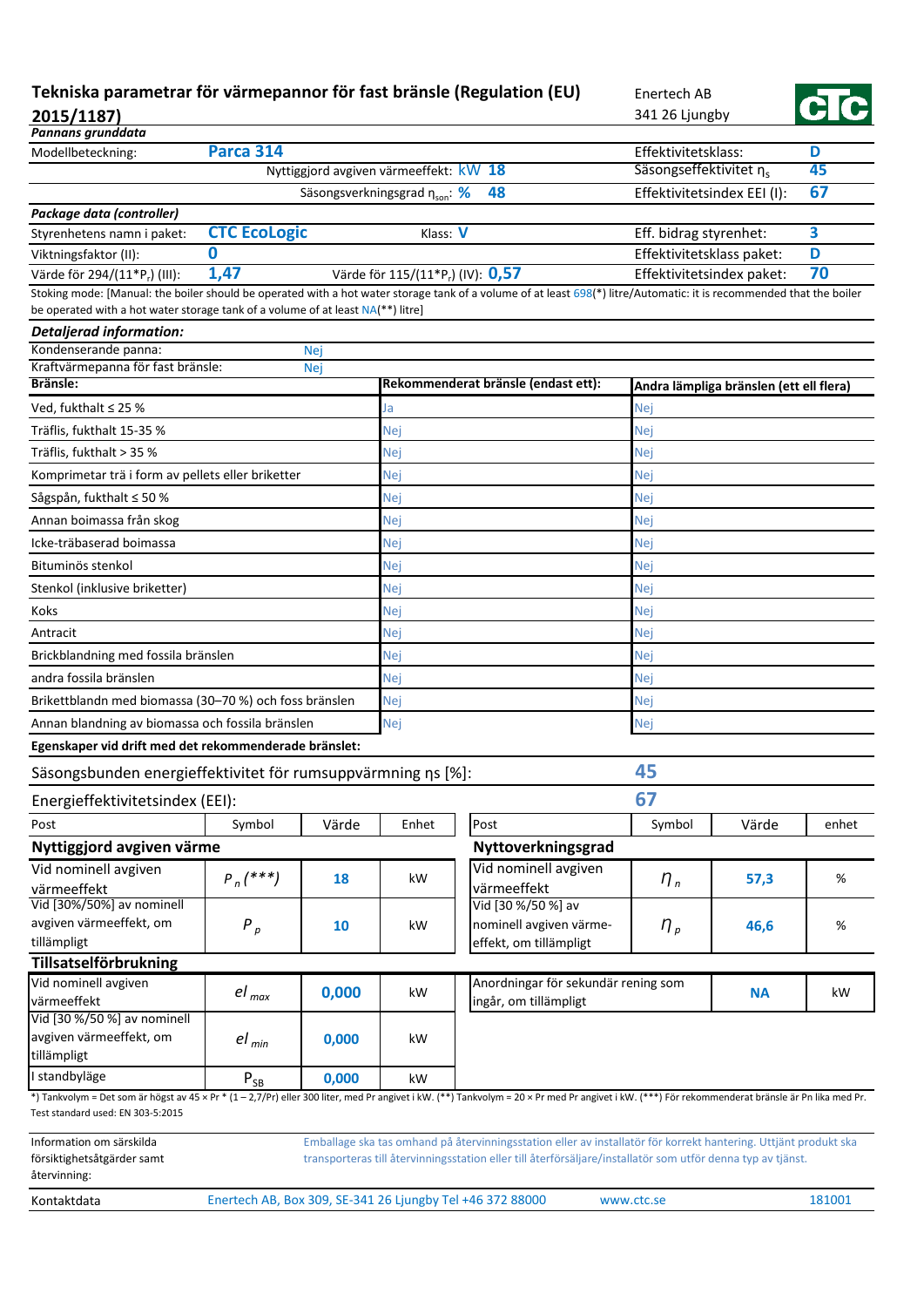## Tekniska parametrar för värmepannor för fast bränsle (Regulation (EU) 2015/1187)

Enertech AB
341 26 Ljungby

***Pannans grunddata***

| | | | |
|---|---|---|---|
| Modellbeteckning: | **Parca 314** | Effektivitetsklass: | **D** |
| Nyttiggjord avgiven värmeeffekt: kW | **18** | Säsongseffektivitet $\eta_s$ | **45** |
| Säsongsverkningsgrad $\eta_{son}$: % | **48** | Effektivitetsindex EEI (I): | **67** |

***Package data (controller)***

| | | | |
|---|---|---|---|
| Styrenhetens namn i paket: | **CTC EcoLogic** Klass: **V** | Eff. bidrag styrenhet: | **3** |
| Viktningsfaktor (II): | **0** | Effektivitetsklass paket: | **D** |
| Värde för 294/(11*$P_r$) (III): | **1,47** Värde för 115/(11*$P_r$) (IV): **0,57** | Effektivitetsindex paket: | **70** |

Stoking mode: [Manual: the boiler should be operated with a hot water storage tank of a volume of at least 698(*) litre/Automatic: it is recommended that the boiler be operated with a hot water storage tank of a volume of at least NA(**) litre]

***Detaljerad information:***

| | |
|---|---|
| Kondenserande panna: | Nej |
| Kraftvärmepanna för fast bränsle: | Nej |

| **Bränsle:** | **Rekommenderat bränsle (endast ett):** | **Andra lämpliga bränslen (ett ell flera)** |
|---|---|---|
| Ved, fukthalt ≤ 25 % | Ja | Nej |
| Träflis, fukthalt 15-35 % | Nej | Nej |
| Träflis, fukthalt > 35 % | Nej | Nej |
| Komprimetar trä i form av pellets eller briketter | Nej | Nej |
| Sågspån, fukthalt ≤ 50 % | Nej | Nej |
| Annan boimassa från skog | Nej | Nej |
| Icke-träbaserad boimassa | Nej | Nej |
| Bituminös stenkol | Nej | Nej |
| Stenkol (inklusive briketter) | Nej | Nej |
| Koks | Nej | Nej |
| Antracit | Nej | Nej |
| Brickblandning med fossila bränslen | Nej | Nej |
| andra fossila bränslen | Nej | Nej |
| Brikettblandn med biomassa (30–70 %) och foss bränslen | Nej | Nej |
| Annan blandning av biomassa och fossila bränslen | Nej | Nej |

**Egenskaper vid drift med det rekommenderade bränslet:**

Säsongsbunden energieffektivitet för rumsuppvärmning ηs [%]: **45**

Energieffektivitetsindex (EEI): **67**

| Post | Symbol | Värde | Enhet | Post | Symbol | Värde | enhet |
|---|---|---|---|---|---|---|---|
| **Nyttiggjord avgiven värme** | | | | **Nyttoverkningsgrad** | | | |
| Vid nominell avgiven värmeeffekt | $P_n$(***) | **18** | kW | Vid nominell avgiven värmeeffekt | $\eta_n$ | **57,3** | % |
| Vid [30%/50%] av nominell avgiven värmeeffekt, om tillämpligt | $P_p$ | **10** | kW | Vid [30 %/50 %] av nominell avgiven värme-effekt, om tillämpligt | $\eta_p$ | **46,6** | % |
| **Tillsatselförbrukning** | | | | | | | |
| Vid nominell avgiven värmeeffekt | $el_{max}$ | **0,000** | kW | Anordningar för sekundär rening som ingår, om tillämpligt | | **NA** | kW |
| Vid [30 %/50 %] av nominell avgiven värmeeffekt, om tillämpligt | $el_{min}$ | **0,000** | kW | | | | |
| I standbyläge | $P_{SB}$ | **0,000** | kW | | | | |

*) Tankvolym = Det som är högst av 45 × Pr * (1 – 2,7/Pr) eller 300 liter, med Pr angivet i kW. (**) Tankvolym = 20 × Pr med Pr angivet i kW. (***) För rekommenderat bränsle är Pn lika med Pr.
Test standard used: EN 303-5:2015

| | |
|---|---|
| Information om särskilda försiktighetsåtgärder samt återvinning: | Emballage ska tas omhand på återvinningsstation eller av installatör för korrekt hantering. Uttjänt produkt ska transporteras till återvinningsstation eller till återförsäljare/installatör som utför denna typ av tjänst. |
| Kontaktdata | Enertech AB, Box 309, SE-341 26 Ljungby Tel +46 372 88000 www.ctc.se 181001 |